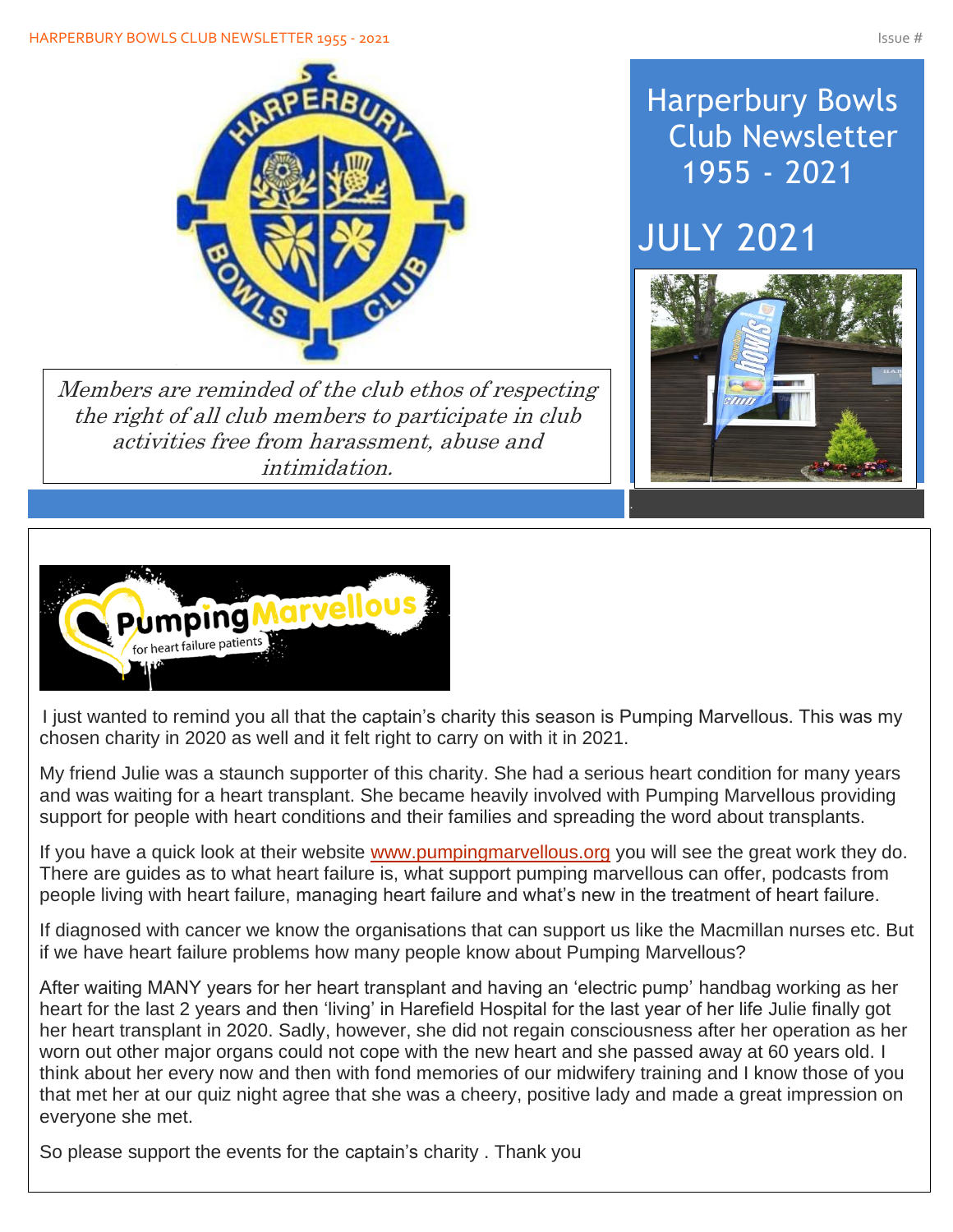# Harperbury Bowls Club Newsletter 1955 - 2021

## JULY 2021

*Members are reminded of the club ethos of respecting the right of all club members to participate in club activities free from harassment, abuse and intimidation.*

I just wanted to remind you all that the captain's charity this season is Pumping Marvellous. This was my chosen charity in 2020 as well and it felt right to carry on with it in 2021.

My friend Julie was a staunch supporter of this charity. She had a serious heart condition for many years and was waiting for a heart transplant. She became heavily involved with Pumping Marvellous providing support for people with heart conditions and their families and spreading the word about transplants.

If you have a quick look at their website www.pumpingmarvellous.org you will see the great work they do. There are guides as to what heart failure is, what support pumping marvellous can offer, podcasts from people living with heart failure, managing heart failure and what's new in the treatment of heart failure.

If diagnosed with cancer we know the organisations that can support us like the Macmillan nurses etc. But if we have heart failure problems how many people know about Pumping Marvellous?

After waiting MANY years for her heart transplant and having an 'electric pump' handbag working as her heart for the last 2 years and then 'living' in Harefield Hospital for the last year of her life Julie finally got her heart transplant in 2020. Sadly, however, she did not regain consciousness after her operation as her worn out other major organs could not cope with the new heart and she passed away at 60 years old. I think about her every now and then with fond memories of our midwifery training and I know those of you that met her at our quiz night agree that she was a cheery, positive lady and made a great impression on everyone she met.

So please support the events for the captain's charity . Thank you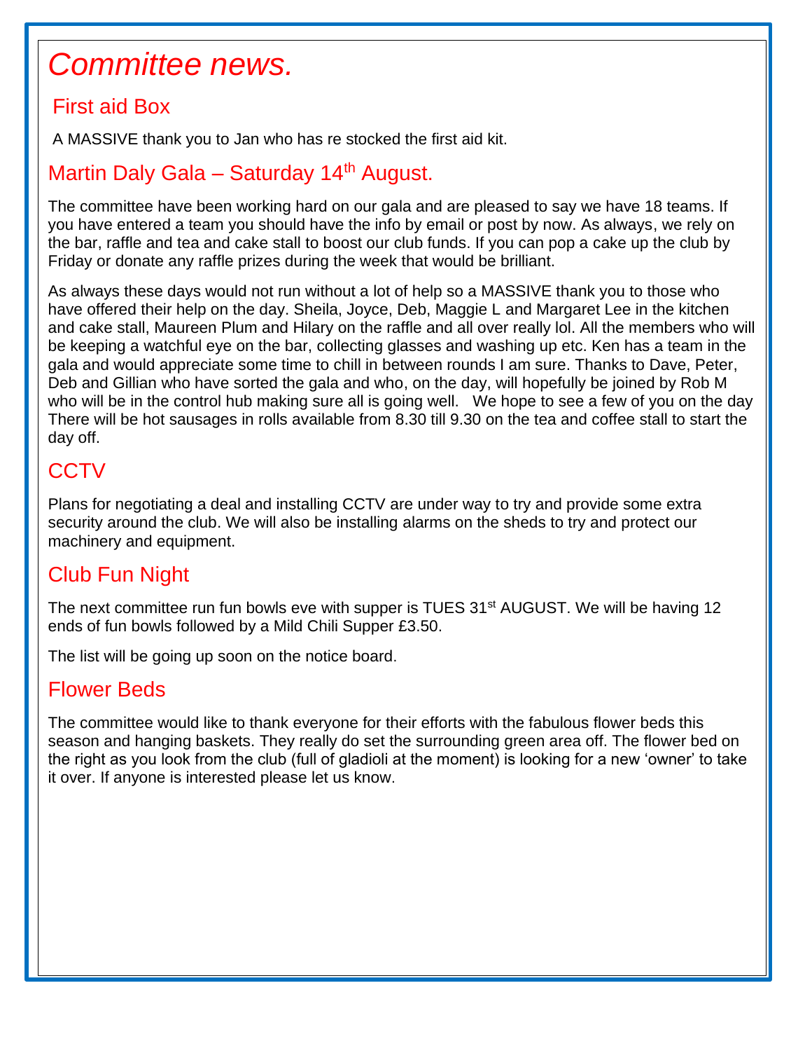# *Committee news.*

## First aid Box

A MASSIVE thank you to Jan who has re stocked the first aid kit.

## Martin Daly Gala – Saturday 14th August.

The committee have been working hard on our gala and are pleased to say we have 18 teams. If you have entered a team you should have the info by email or post by now. As always, we rely on the bar, raffle and tea and cake stall to boost our club funds. If you can pop a cake up the club by Friday or donate any raffle prizes during the week that would be brilliant.

As always these days would not run without a lot of help so a MASSIVE thank you to those who have offered their help on the day. Sheila, Joyce, Deb, Maggie L and Margaret Lee in the kitchen and cake stall, Maureen Plum and Hilary on the raffle and all over really lol. All the members who will be keeping a watchful eye on the bar, collecting glasses and washing up etc. Ken has a team in the gala and would appreciate some time to chill in between rounds I am sure. Thanks to Dave, Peter, Deb and Gillian who have sorted the gala and who, on the day, will hopefully be joined by Rob M who will be in the control hub making sure all is going well. We hope to see a few of you on the day There will be hot sausages in rolls available from 8.30 till 9.30 on the tea and coffee stall to start the day off.

## CCTV

Plans for negotiating a deal and installing CCTV are under way to try and provide some extra security around the club. We will also be installing alarms on the sheds to try and protect our machinery and equipment.

## Club Fun Night

The next committee run fun bowls eve with supper is TUES 31st AUGUST. We will be having 12 ends of fun bowls followed by a Mild Chili Supper £3.50.

The list will be going up soon on the notice board.

## Flower Beds

The committee would like to thank everyone for their efforts with the fabulous flower beds this season and hanging baskets. They really do set the surrounding green area off. The flower bed on the right as you look from the club (full of gladioli at the moment) is looking for a new 'owner' to take it over. If anyone is interested please let us know.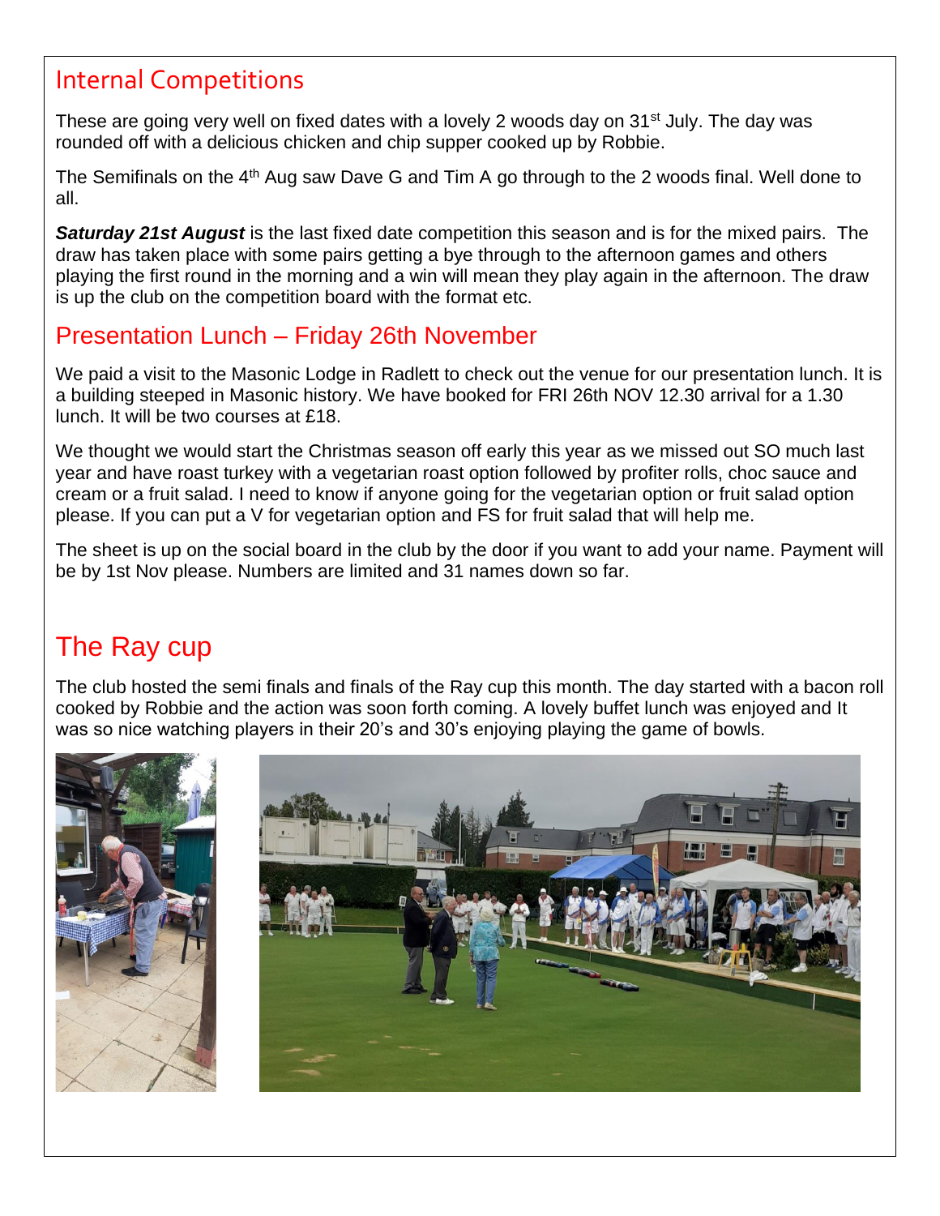## Internal Competitions

These are going very well on fixed dates with a lovely 2 woods day on 31st July. The day was rounded off with a delicious chicken and chip supper cooked up by Robbie.

The Semifinals on the 4th Aug saw Dave G and Tim A go through to the 2 woods final. Well done to all.

***Saturday 21st August*** is the last fixed date competition this season and is for the mixed pairs. The draw has taken place with some pairs getting a bye through to the afternoon games and others playing the first round in the morning and a win will mean they play again in the afternoon. The draw is up the club on the competition board with the format etc.

## Presentation Lunch – Friday 26th November

We paid a visit to the Masonic Lodge in Radlett to check out the venue for our presentation lunch. It is a building steeped in Masonic history. We have booked for FRI 26th NOV 12.30 arrival for a 1.30 lunch. It will be two courses at £18.

We thought we would start the Christmas season off early this year as we missed out SO much last year and have roast turkey with a vegetarian roast option followed by profiter rolls, choc sauce and cream or a fruit salad. I need to know if anyone going for the vegetarian option or fruit salad option please. If you can put a V for vegetarian option and FS for fruit salad that will help me.

The sheet is up on the social board in the club by the door if you want to add your name. Payment will be by 1st Nov please. Numbers are limited and 31 names down so far.

## The Ray cup

The club hosted the semi finals and finals of the Ray cup this month. The day started with a bacon roll cooked by Robbie and the action was soon forth coming. A lovely buffet lunch was enjoyed and It was so nice watching players in their 20's and 30's enjoying playing the game of bowls.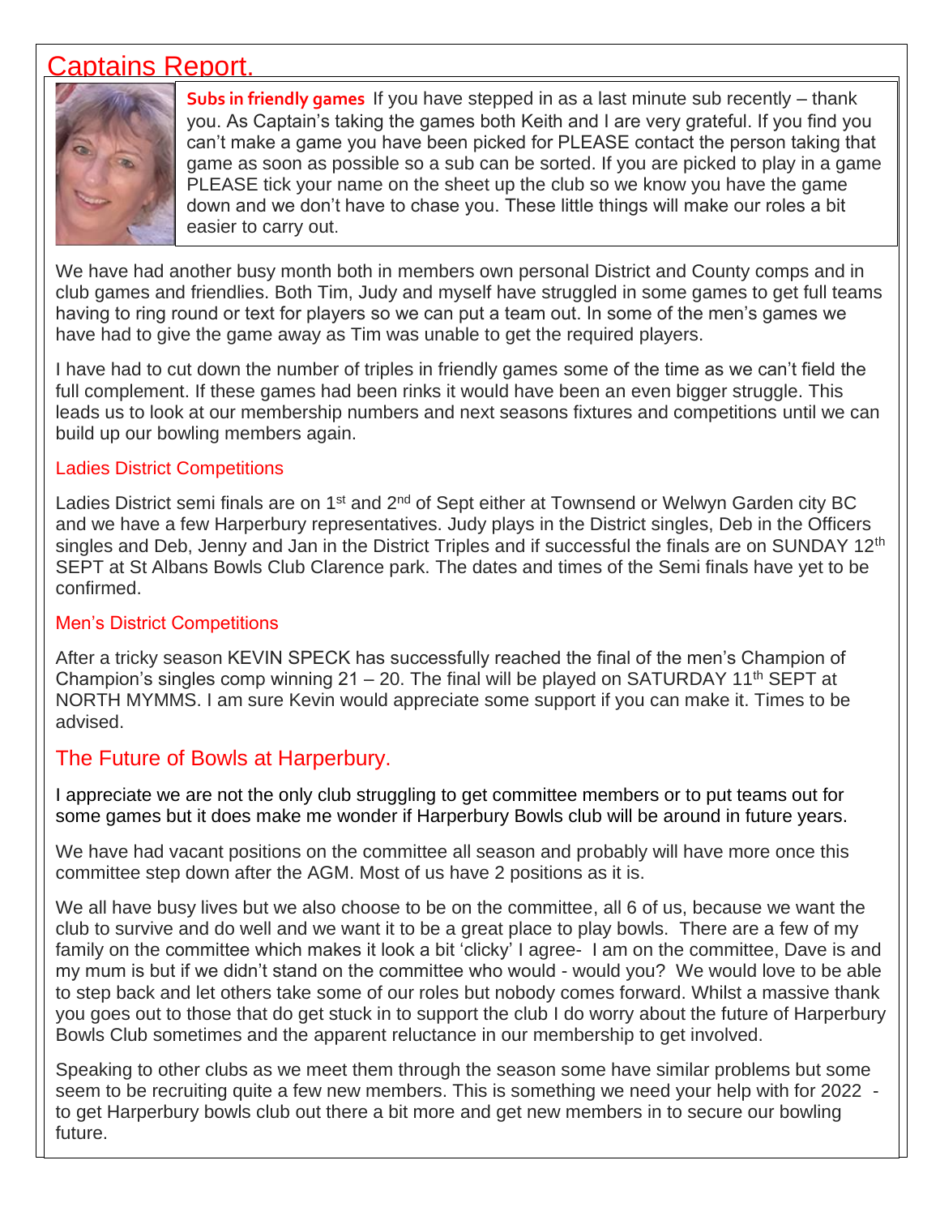# Captains Report.

**Subs in friendly games** If you have stepped in as a last minute sub recently – thank you. As Captain's taking the games both Keith and I are very grateful. If you find you can't make a game you have been picked for PLEASE contact the person taking that game as soon as possible so a sub can be sorted. If you are picked to play in a game PLEASE tick your name on the sheet up the club so we know you have the game down and we don't have to chase you. These little things will make our roles a bit easier to carry out.

We have had another busy month both in members own personal District and County comps and in club games and friendlies. Both Tim, Judy and myself have struggled in some games to get full teams having to ring round or text for players so we can put a team out. In some of the men's games we have had to give the game away as Tim was unable to get the required players.

I have had to cut down the number of triples in friendly games some of the time as we can't field the full complement. If these games had been rinks it would have been an even bigger struggle. This leads us to look at our membership numbers and next seasons fixtures and competitions until we can build up our bowling members again.

### Ladies District Competitions

Ladies District semi finals are on 1st and 2nd of Sept either at Townsend or Welwyn Garden city BC and we have a few Harperbury representatives. Judy plays in the District singles, Deb in the Officers singles and Deb, Jenny and Jan in the District Triples and if successful the finals are on SUNDAY 12th SEPT at St Albans Bowls Club Clarence park. The dates and times of the Semi finals have yet to be confirmed.

### Men's District Competitions

After a tricky season KEVIN SPECK has successfully reached the final of the men's Champion of Champion's singles comp winning 21 – 20. The final will be played on SATURDAY 11th SEPT at NORTH MYMMS. I am sure Kevin would appreciate some support if you can make it. Times to be advised.

## The Future of Bowls at Harperbury.

I appreciate we are not the only club struggling to get committee members or to put teams out for some games but it does make me wonder if Harperbury Bowls club will be around in future years.

We have had vacant positions on the committee all season and probably will have more once this committee step down after the AGM. Most of us have 2 positions as it is.

We all have busy lives but we also choose to be on the committee, all 6 of us, because we want the club to survive and do well and we want it to be a great place to play bowls. There are a few of my family on the committee which makes it look a bit 'clicky' I agree- I am on the committee, Dave is and my mum is but if we didn't stand on the committee who would - would you? We would love to be able to step back and let others take some of our roles but nobody comes forward. Whilst a massive thank you goes out to those that do get stuck in to support the club I do worry about the future of Harperbury Bowls Club sometimes and the apparent reluctance in our membership to get involved.

Speaking to other clubs as we meet them through the season some have similar problems but some seem to be recruiting quite a few new members. This is something we need your help with for 2022 - to get Harperbury bowls club out there a bit more and get new members in to secure our bowling future.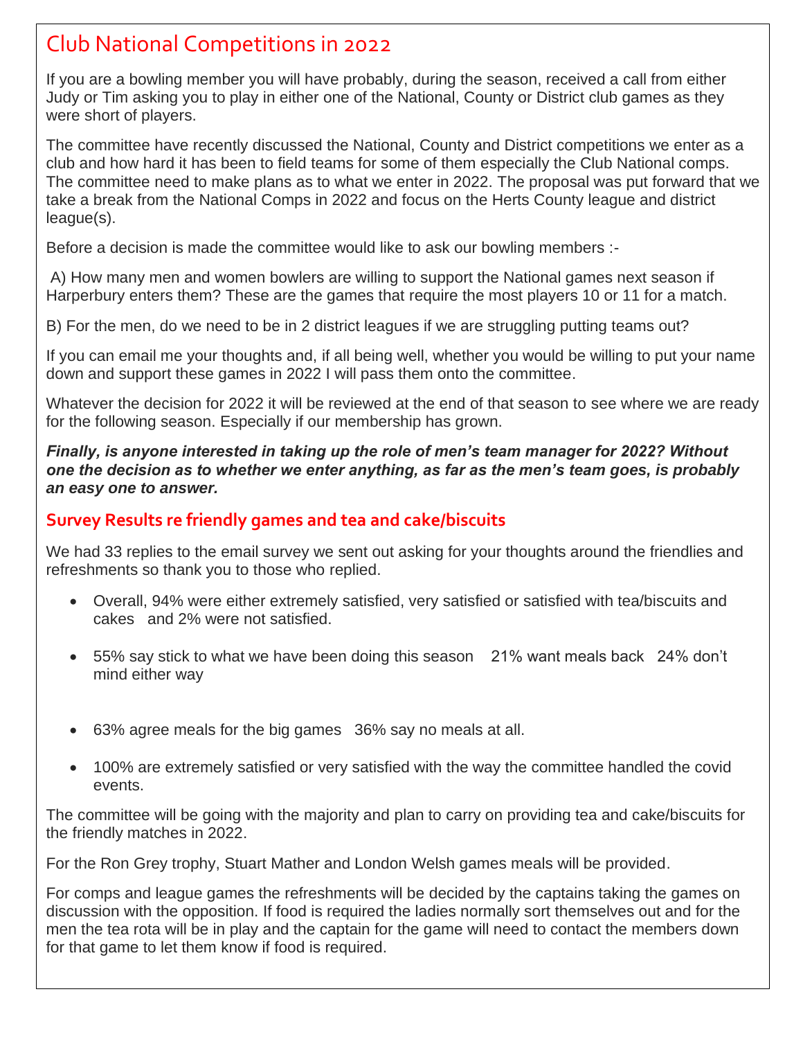# Club National Competitions in 2022

If you are a bowling member you will have probably, during the season, received a call from either Judy or Tim asking you to play in either one of the National, County or District club games as they were short of players.

The committee have recently discussed the National, County and District competitions we enter as a club and how hard it has been to field teams for some of them especially the Club National comps. The committee need to make plans as to what we enter in 2022. The proposal was put forward that we take a break from the National Comps in 2022 and focus on the Herts County league and district league(s).

Before a decision is made the committee would like to ask our bowling members :-

A) How many men and women bowlers are willing to support the National games next season if Harperbury enters them? These are the games that require the most players 10 or 11 for a match.

B) For the men, do we need to be in 2 district leagues if we are struggling putting teams out?

If you can email me your thoughts and, if all being well, whether you would be willing to put your name down and support these games in 2022 I will pass them onto the committee.

Whatever the decision for 2022 it will be reviewed at the end of that season to see where we are ready for the following season. Especially if our membership has grown.

***Finally, is anyone interested in taking up the role of men's team manager for 2022? Without one the decision as to whether we enter anything, as far as the men's team goes, is probably an easy one to answer.***

## Survey Results re friendly games and tea and cake/biscuits

We had 33 replies to the email survey we sent out asking for your thoughts around the friendlies and refreshments so thank you to those who replied.

- Overall, 94% were either extremely satisfied, very satisfied or satisfied with tea/biscuits and cakes and 2% were not satisfied.
- 55% say stick to what we have been doing this season 21% want meals back 24% don't mind either way
- 63% agree meals for the big games 36% say no meals at all.
- 100% are extremely satisfied or very satisfied with the way the committee handled the covid events.

The committee will be going with the majority and plan to carry on providing tea and cake/biscuits for the friendly matches in 2022.

For the Ron Grey trophy, Stuart Mather and London Welsh games meals will be provided.

For comps and league games the refreshments will be decided by the captains taking the games on discussion with the opposition. If food is required the ladies normally sort themselves out and for the men the tea rota will be in play and the captain for the game will need to contact the members down for that game to let them know if food is required.